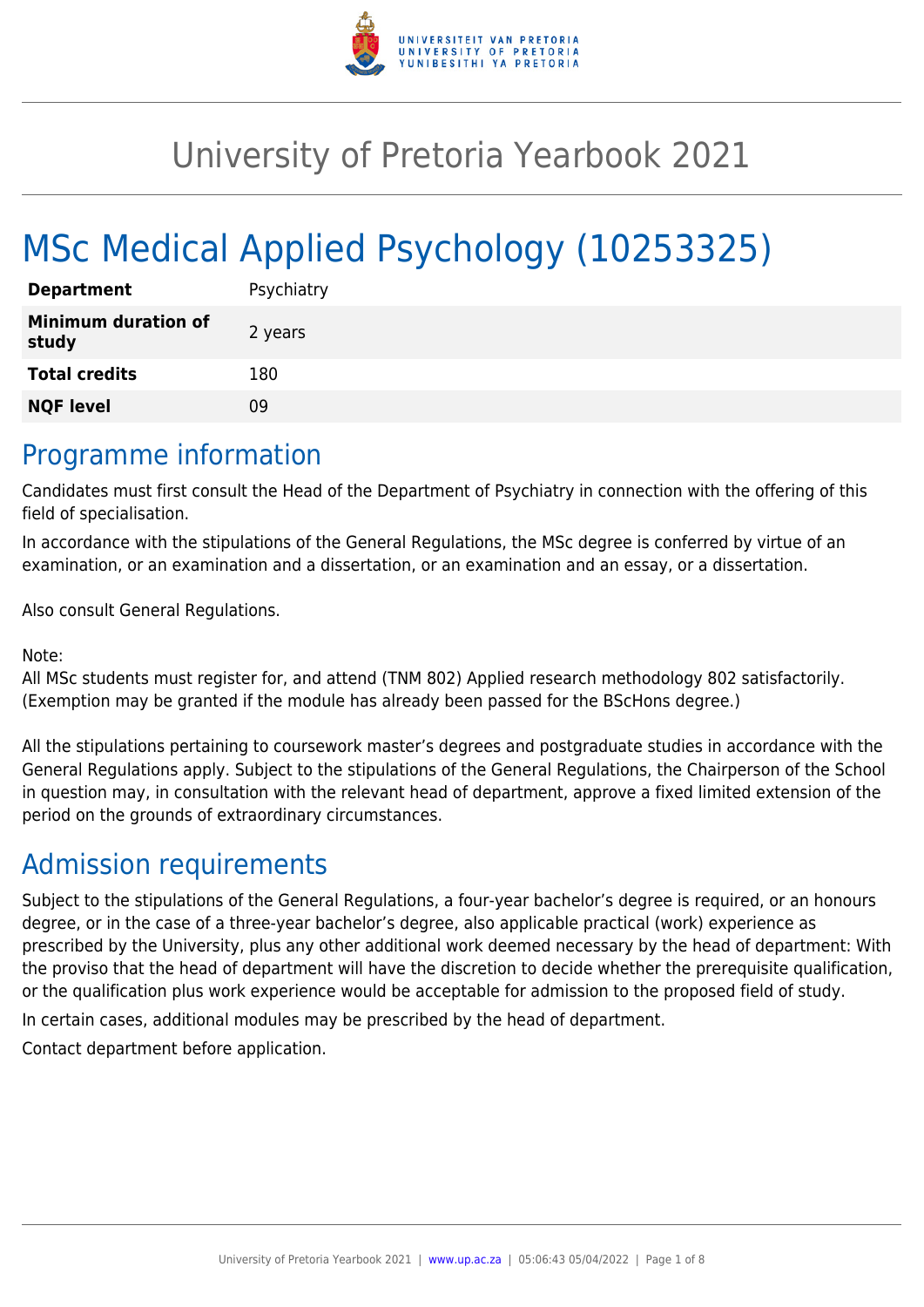# University of Pretoria Yearbook 2021

# MSc Medical Applied Psychology (10253325)

| | |
|---|---|
| **Department** | Psychiatry |
| **Minimum duration of study** | 2 years |
| **Total credits** | 180 |
| **NQF level** | 09 |

## Programme information

Candidates must first consult the Head of the Department of Psychiatry in connection with the offering of this field of specialisation.

In accordance with the stipulations of the General Regulations, the MSc degree is conferred by virtue of an examination, or an examination and a dissertation, or an examination and an essay, or a dissertation.

Also consult General Regulations.

Note:
All MSc students must register for, and attend (TNM 802) Applied research methodology 802 satisfactorily. (Exemption may be granted if the module has already been passed for the BScHons degree.)

All the stipulations pertaining to coursework master's degrees and postgraduate studies in accordance with the General Regulations apply. Subject to the stipulations of the General Regulations, the Chairperson of the School in question may, in consultation with the relevant head of department, approve a fixed limited extension of the period on the grounds of extraordinary circumstances.

## Admission requirements

Subject to the stipulations of the General Regulations, a four-year bachelor's degree is required, or an honours degree, or in the case of a three-year bachelor's degree, also applicable practical (work) experience as prescribed by the University, plus any other additional work deemed necessary by the head of department: With the proviso that the head of department will have the discretion to decide whether the prerequisite qualification, or the qualification plus work experience would be acceptable for admission to the proposed field of study.

In certain cases, additional modules may be prescribed by the head of department.

Contact department before application.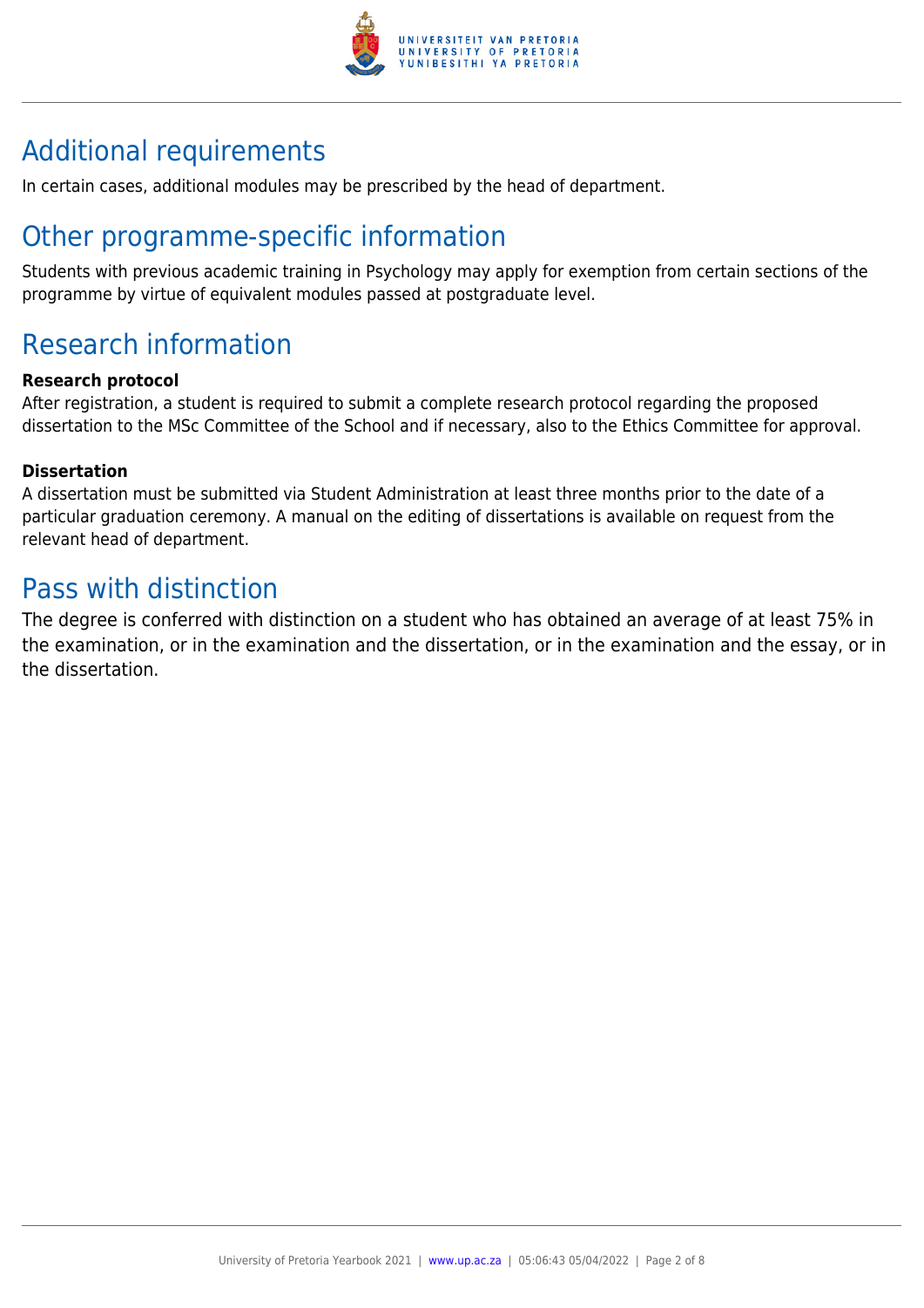## Additional requirements

In certain cases, additional modules may be prescribed by the head of department.

## Other programme-specific information

Students with previous academic training in Psychology may apply for exemption from certain sections of the programme by virtue of equivalent modules passed at postgraduate level.

## Research information

**Research protocol**

After registration, a student is required to submit a complete research protocol regarding the proposed dissertation to the MSc Committee of the School and if necessary, also to the Ethics Committee for approval.

**Dissertation**

A dissertation must be submitted via Student Administration at least three months prior to the date of a particular graduation ceremony. A manual on the editing of dissertations is available on request from the relevant head of department.

## Pass with distinction

The degree is conferred with distinction on a student who has obtained an average of at least 75% in the examination, or in the examination and the dissertation, or in the examination and the essay, or in the dissertation.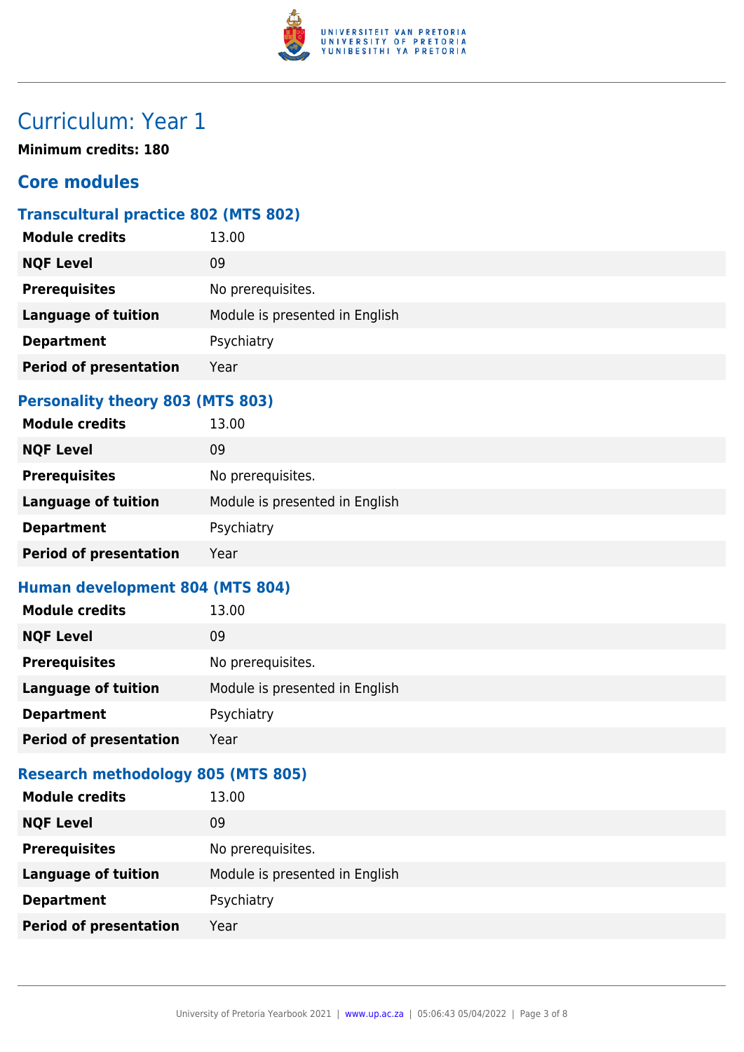# Curriculum: Year 1

**Minimum credits: 180**

## Core modules

### Transcultural practice 802 (MTS 802)

| | |
|---|---|
| **Module credits** | 13.00 |
| **NQF Level** | 09 |
| **Prerequisites** | No prerequisites. |
| **Language of tuition** | Module is presented in English |
| **Department** | Psychiatry |
| **Period of presentation** | Year |

### Personality theory 803 (MTS 803)

| | |
|---|---|
| **Module credits** | 13.00 |
| **NQF Level** | 09 |
| **Prerequisites** | No prerequisites. |
| **Language of tuition** | Module is presented in English |
| **Department** | Psychiatry |
| **Period of presentation** | Year |

### Human development 804 (MTS 804)

| | |
|---|---|
| **Module credits** | 13.00 |
| **NQF Level** | 09 |
| **Prerequisites** | No prerequisites. |
| **Language of tuition** | Module is presented in English |
| **Department** | Psychiatry |
| **Period of presentation** | Year |

### Research methodology 805 (MTS 805)

| | |
|---|---|
| **Module credits** | 13.00 |
| **NQF Level** | 09 |
| **Prerequisites** | No prerequisites. |
| **Language of tuition** | Module is presented in English |
| **Department** | Psychiatry |
| **Period of presentation** | Year |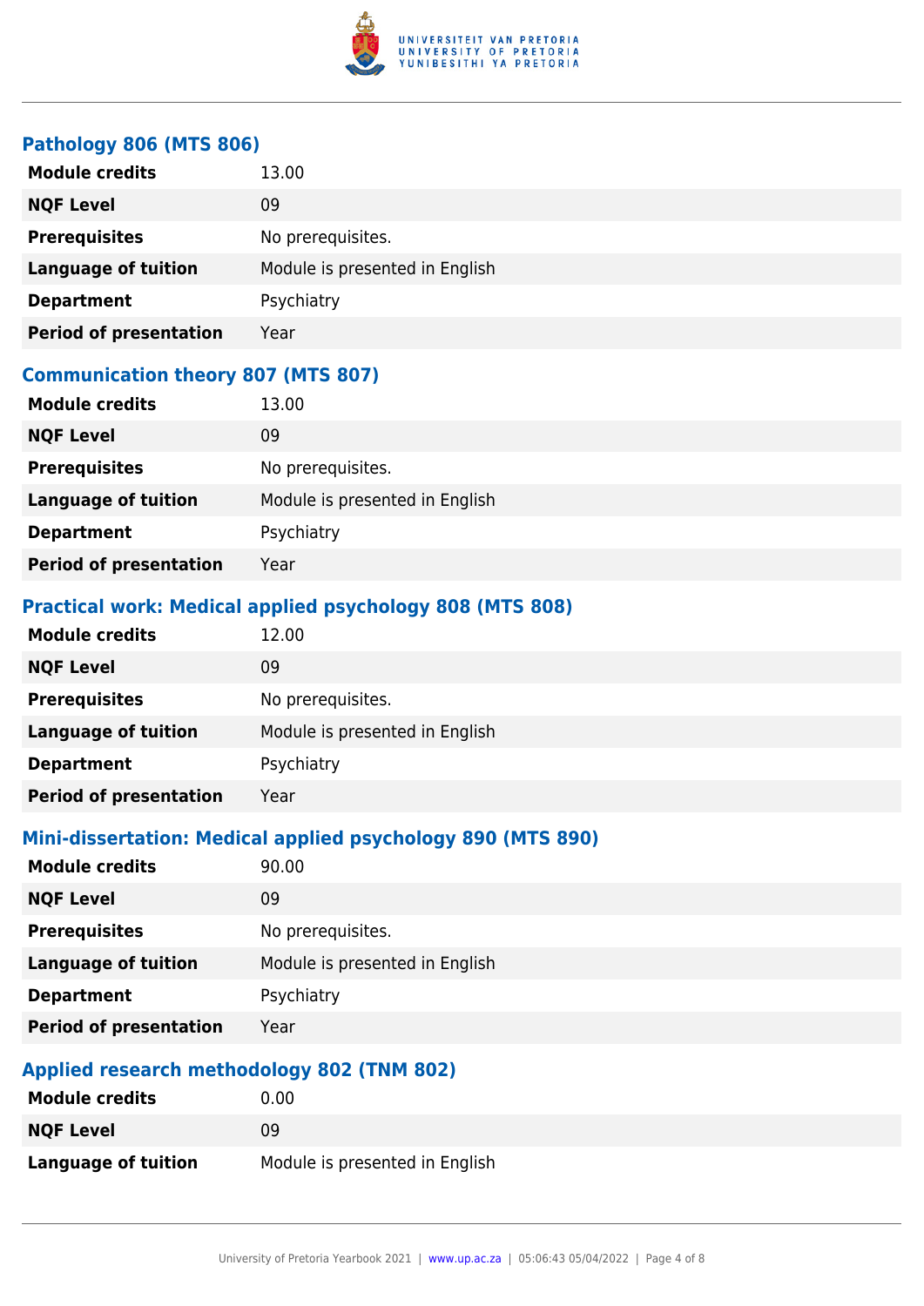### Pathology 806 (MTS 806)

| | |
|---|---|
| **Module credits** | 13.00 |
| **NQF Level** | 09 |
| **Prerequisites** | No prerequisites. |
| **Language of tuition** | Module is presented in English |
| **Department** | Psychiatry |
| **Period of presentation** | Year |

### Communication theory 807 (MTS 807)

| | |
|---|---|
| **Module credits** | 13.00 |
| **NQF Level** | 09 |
| **Prerequisites** | No prerequisites. |
| **Language of tuition** | Module is presented in English |
| **Department** | Psychiatry |
| **Period of presentation** | Year |

### Practical work: Medical applied psychology 808 (MTS 808)

| | |
|---|---|
| **Module credits** | 12.00 |
| **NQF Level** | 09 |
| **Prerequisites** | No prerequisites. |
| **Language of tuition** | Module is presented in English |
| **Department** | Psychiatry |
| **Period of presentation** | Year |

### Mini-dissertation: Medical applied psychology 890 (MTS 890)

| | |
|---|---|
| **Module credits** | 90.00 |
| **NQF Level** | 09 |
| **Prerequisites** | No prerequisites. |
| **Language of tuition** | Module is presented in English |
| **Department** | Psychiatry |
| **Period of presentation** | Year |

### Applied research methodology 802 (TNM 802)

| | |
|---|---|
| **Module credits** | 0.00 |
| **NQF Level** | 09 |
| **Language of tuition** | Module is presented in English |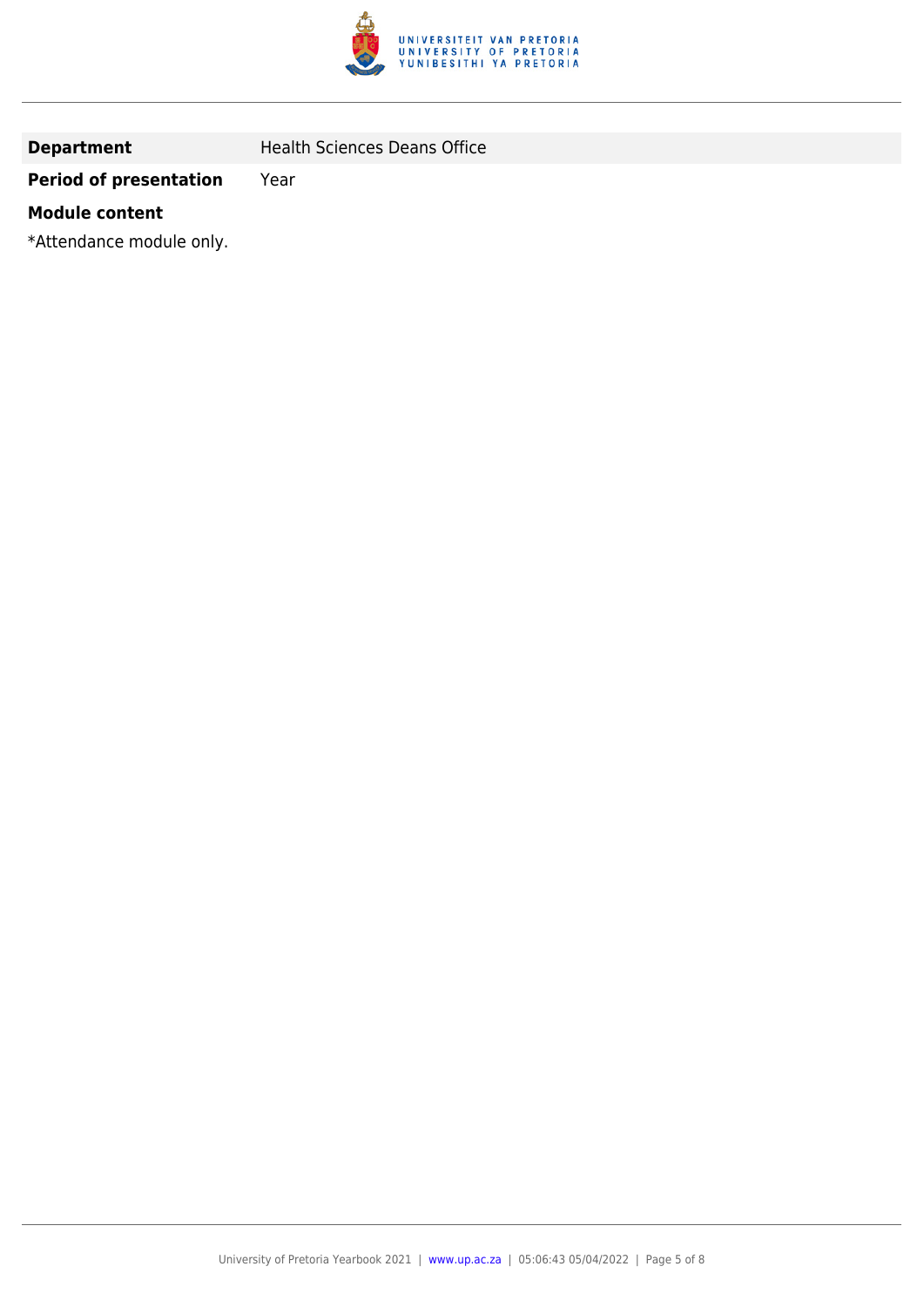| | |
|---|---|
| **Department** | Health Sciences Deans Office |
| **Period of presentation** | Year |

**Module content**

*Attendance module only.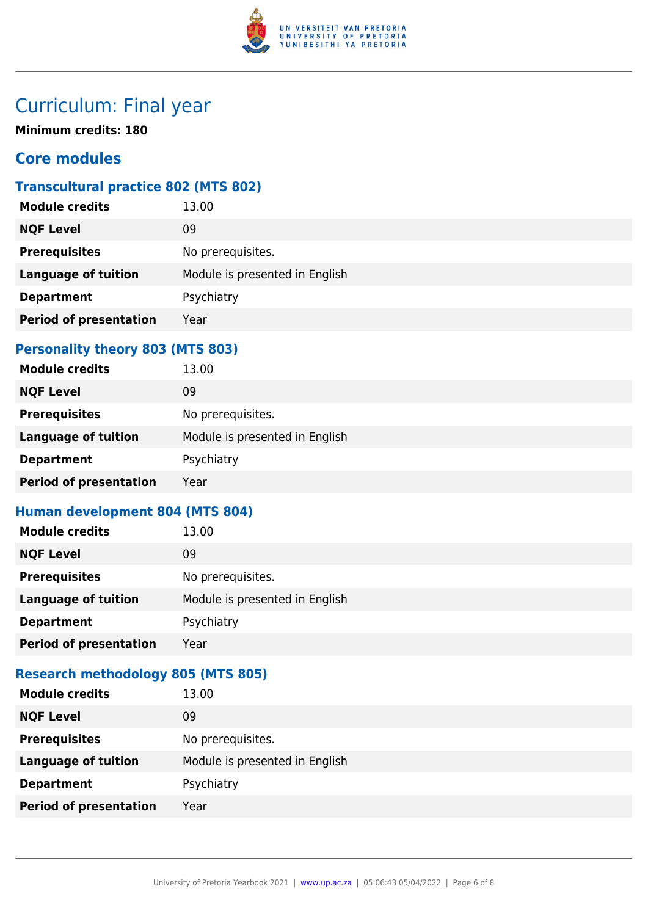# Curriculum: Final year

**Minimum credits: 180**

## Core modules

### Transcultural practice 802 (MTS 802)

| | |
|---|---|
| **Module credits** | 13.00 |
| **NQF Level** | 09 |
| **Prerequisites** | No prerequisites. |
| **Language of tuition** | Module is presented in English |
| **Department** | Psychiatry |
| **Period of presentation** | Year |

### Personality theory 803 (MTS 803)

| | |
|---|---|
| **Module credits** | 13.00 |
| **NQF Level** | 09 |
| **Prerequisites** | No prerequisites. |
| **Language of tuition** | Module is presented in English |
| **Department** | Psychiatry |
| **Period of presentation** | Year |

### Human development 804 (MTS 804)

| | |
|---|---|
| **Module credits** | 13.00 |
| **NQF Level** | 09 |
| **Prerequisites** | No prerequisites. |
| **Language of tuition** | Module is presented in English |
| **Department** | Psychiatry |
| **Period of presentation** | Year |

### Research methodology 805 (MTS 805)

| | |
|---|---|
| **Module credits** | 13.00 |
| **NQF Level** | 09 |
| **Prerequisites** | No prerequisites. |
| **Language of tuition** | Module is presented in English |
| **Department** | Psychiatry |
| **Period of presentation** | Year |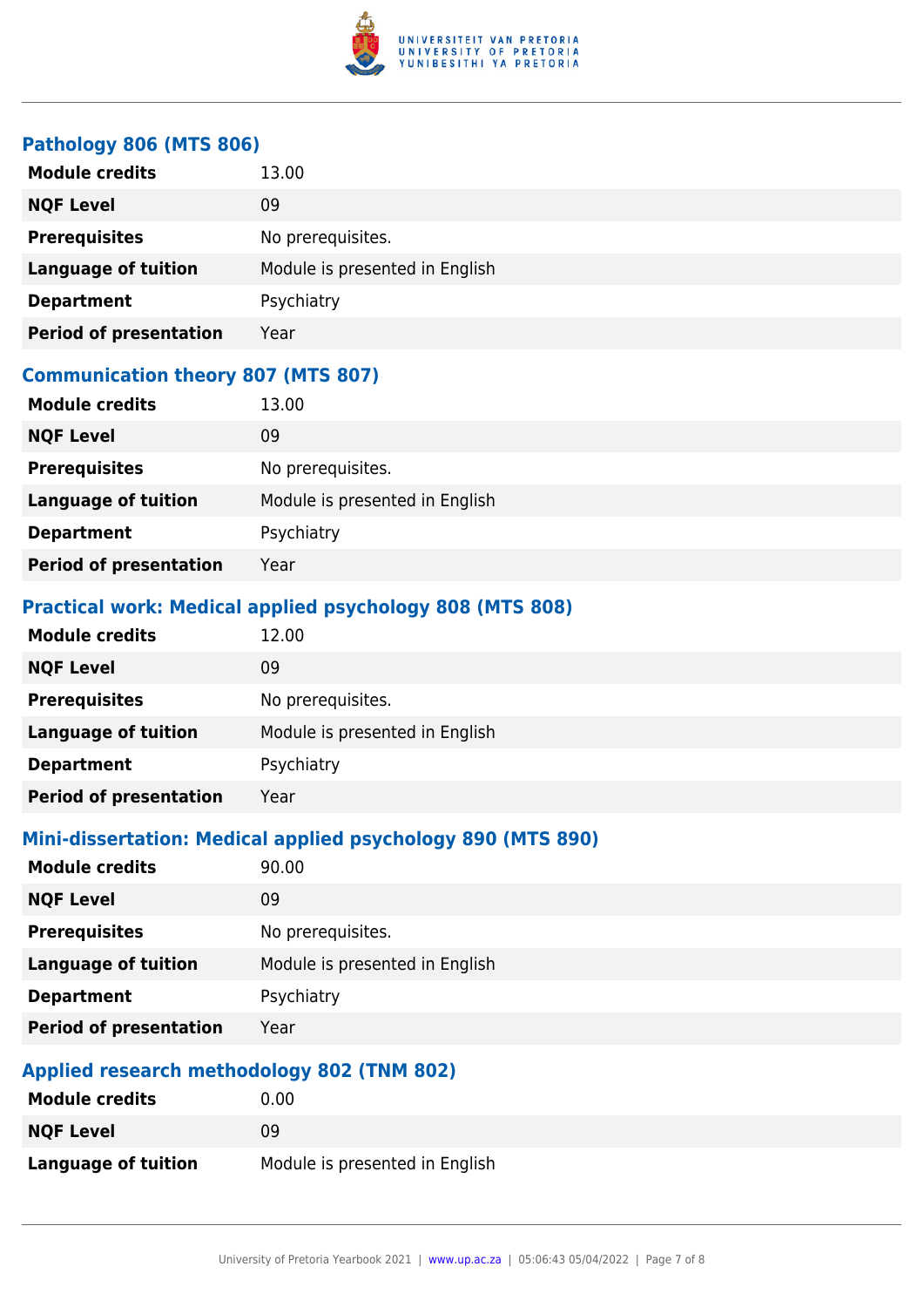### Pathology 806 (MTS 806)

| | |
|---|---|
| **Module credits** | 13.00 |
| **NQF Level** | 09 |
| **Prerequisites** | No prerequisites. |
| **Language of tuition** | Module is presented in English |
| **Department** | Psychiatry |
| **Period of presentation** | Year |

### Communication theory 807 (MTS 807)

| | |
|---|---|
| **Module credits** | 13.00 |
| **NQF Level** | 09 |
| **Prerequisites** | No prerequisites. |
| **Language of tuition** | Module is presented in English |
| **Department** | Psychiatry |
| **Period of presentation** | Year |

### Practical work: Medical applied psychology 808 (MTS 808)

| | |
|---|---|
| **Module credits** | 12.00 |
| **NQF Level** | 09 |
| **Prerequisites** | No prerequisites. |
| **Language of tuition** | Module is presented in English |
| **Department** | Psychiatry |
| **Period of presentation** | Year |

### Mini-dissertation: Medical applied psychology 890 (MTS 890)

| | |
|---|---|
| **Module credits** | 90.00 |
| **NQF Level** | 09 |
| **Prerequisites** | No prerequisites. |
| **Language of tuition** | Module is presented in English |
| **Department** | Psychiatry |
| **Period of presentation** | Year |

### Applied research methodology 802 (TNM 802)

| | |
|---|---|
| **Module credits** | 0.00 |
| **NQF Level** | 09 |
| **Language of tuition** | Module is presented in English |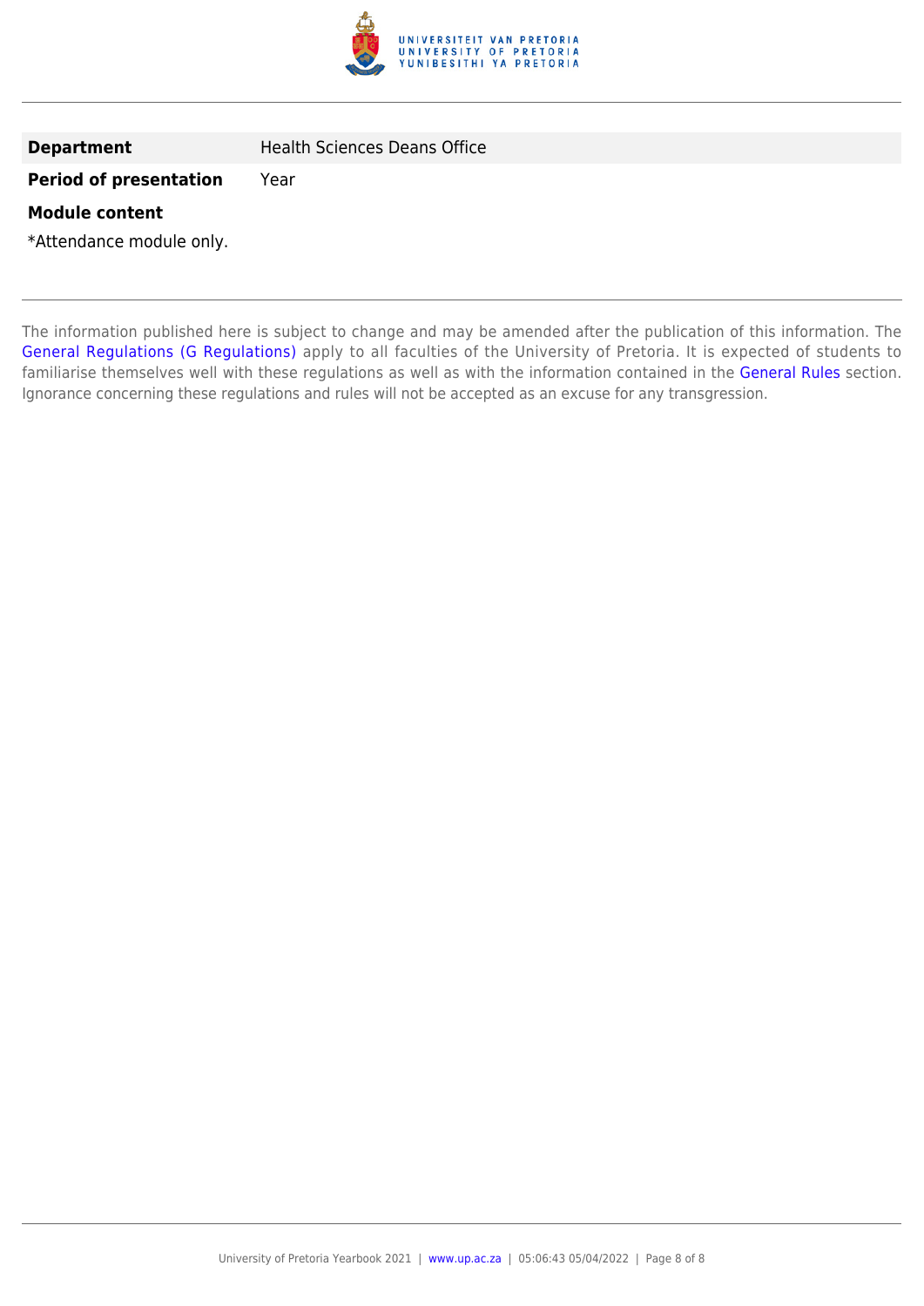| | |
|---|---|
| **Department** | Health Sciences Deans Office |
| **Period of presentation** | Year |

**Module content**

*Attendance module only.

The information published here is subject to change and may be amended after the publication of this information. The General Regulations (G Regulations) apply to all faculties of the University of Pretoria. It is expected of students to familiarise themselves well with these regulations as well as with the information contained in the General Rules section. Ignorance concerning these regulations and rules will not be accepted as an excuse for any transgression.